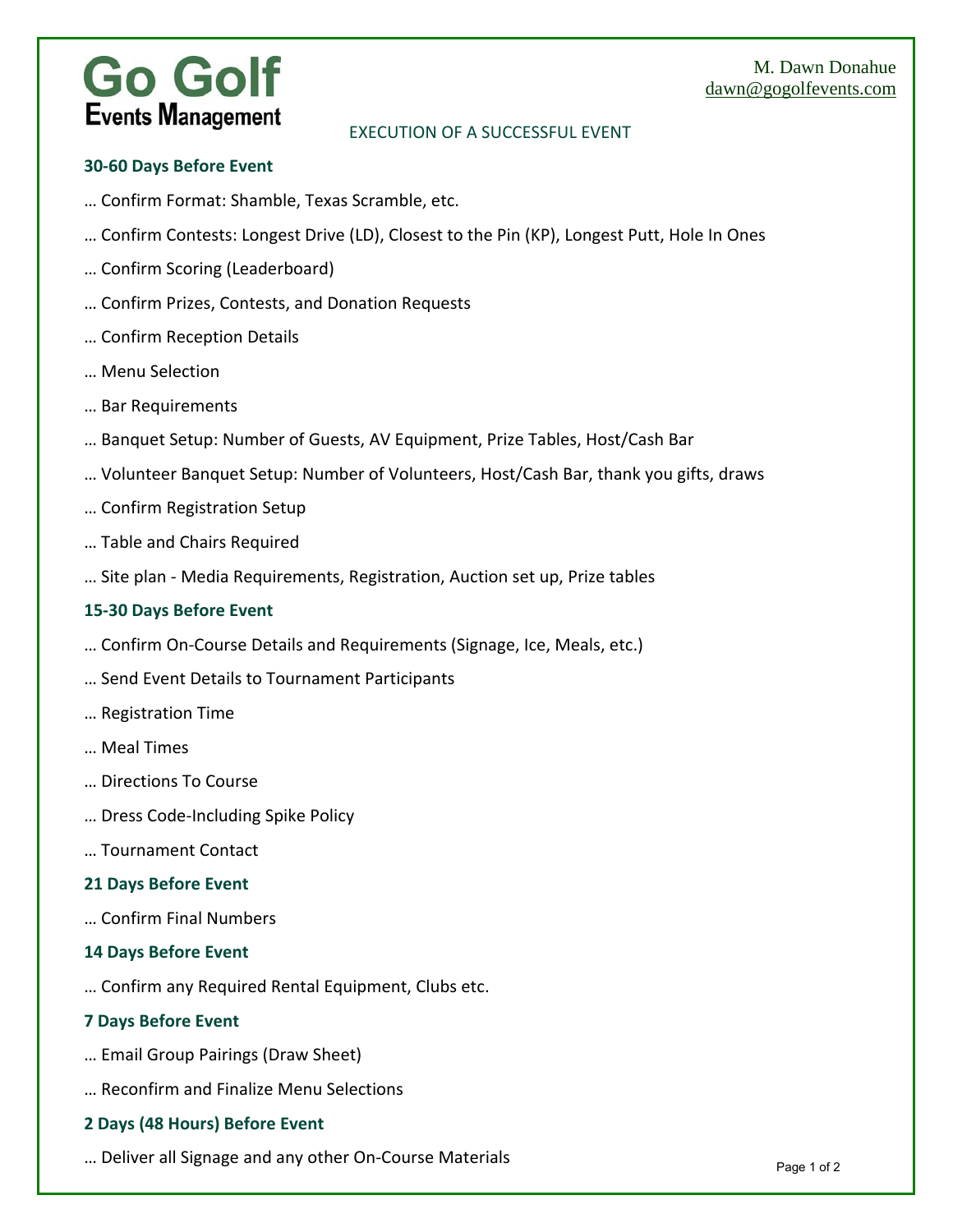# Go Golf
**Events Management**

M. Dawn Donahue
dawn@gogolfevents.com

EXECUTION OF A SUCCESSFUL EVENT

### 30-60 Days Before Event

… Confirm Format: Shamble, Texas Scramble, etc.

… Confirm Contests: Longest Drive (LD), Closest to the Pin (KP), Longest Putt, Hole In Ones

… Confirm Scoring (Leaderboard)

… Confirm Prizes, Contests, and Donation Requests

… Confirm Reception Details

… Menu Selection

… Bar Requirements

… Banquet Setup: Number of Guests, AV Equipment, Prize Tables, Host/Cash Bar

… Volunteer Banquet Setup: Number of Volunteers, Host/Cash Bar, thank you gifts, draws

… Confirm Registration Setup

… Table and Chairs Required

… Site plan - Media Requirements, Registration, Auction set up, Prize tables

### 15-30 Days Before Event

… Confirm On-Course Details and Requirements (Signage, Ice, Meals, etc.)

… Send Event Details to Tournament Participants

… Registration Time

… Meal Times

… Directions To Course

… Dress Code-Including Spike Policy

… Tournament Contact

### 21 Days Before Event

… Confirm Final Numbers

### 14 Days Before Event

… Confirm any Required Rental Equipment, Clubs etc.

### 7 Days Before Event

… Email Group Pairings (Draw Sheet)

… Reconfirm and Finalize Menu Selections

### 2 Days (48 Hours) Before Event

… Deliver all Signage and any other On-Course Materials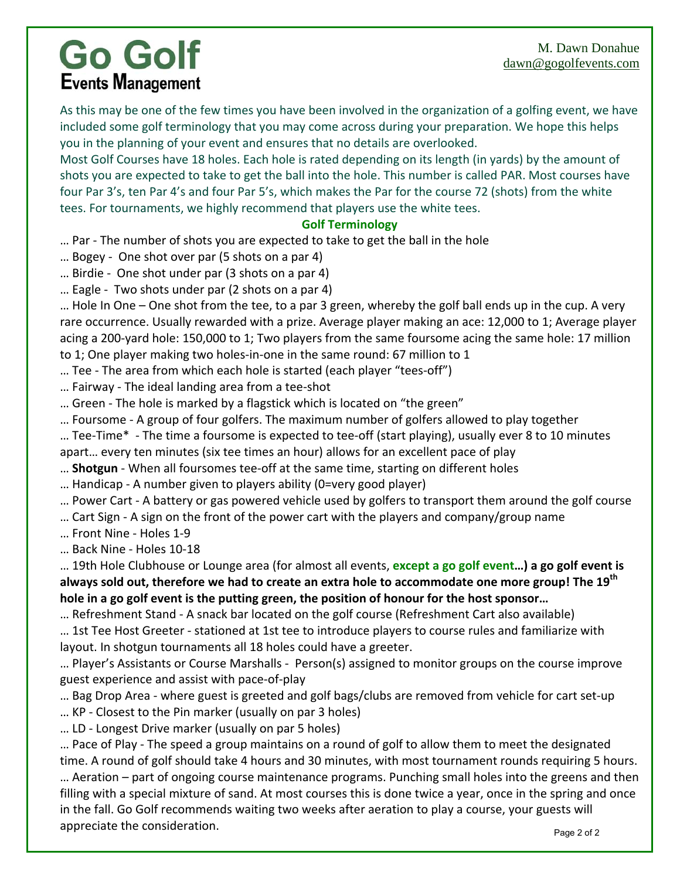# Go Golf
**Events Management**

M. Dawn Donahue
dawn@gogolfevents.com

As this may be one of the few times you have been involved in the organization of a golfing event, we have included some golf terminology that you may come across during your preparation. We hope this helps you in the planning of your event and ensures that no details are overlooked.

Most Golf Courses have 18 holes. Each hole is rated depending on its length (in yards) by the amount of shots you are expected to take to get the ball into the hole. This number is called PAR. Most courses have four Par 3's, ten Par 4's and four Par 5's, which makes the Par for the course 72 (shots) from the white tees. For tournaments, we highly recommend that players use the white tees.

## Golf Terminology

… Par - The number of shots you are expected to take to get the ball in the hole

… Bogey - One shot over par (5 shots on a par 4)

… Birdie - One shot under par (3 shots on a par 4)

… Eagle - Two shots under par (2 shots on a par 4)

… Hole In One – One shot from the tee, to a par 3 green, whereby the golf ball ends up in the cup. A very rare occurrence. Usually rewarded with a prize. Average player making an ace: 12,000 to 1; Average player acing a 200-yard hole: 150,000 to 1; Two players from the same foursome acing the same hole: 17 million to 1; One player making two holes-in-one in the same round: 67 million to 1

… Tee - The area from which each hole is started (each player "tees-off")

… Fairway - The ideal landing area from a tee-shot

… Green - The hole is marked by a flagstick which is located on "the green"

… Foursome - A group of four golfers. The maximum number of golfers allowed to play together

… Tee-Time* - The time a foursome is expected to tee-off (start playing), usually ever 8 to 10 minutes apart… every ten minutes (six tee times an hour) allows for an excellent pace of play

… **Shotgun** - When all foursomes tee-off at the same time, starting on different holes

… Handicap - A number given to players ability (0=very good player)

… Power Cart - A battery or gas powered vehicle used by golfers to transport them around the golf course

… Cart Sign - A sign on the front of the power cart with the players and company/group name

… Front Nine - Holes 1-9

… Back Nine - Holes 10-18

… 19th Hole Clubhouse or Lounge area (for almost all events, **except a go golf event…) a go golf event is always sold out, therefore we had to create an extra hole to accommodate one more group! The 19th hole in a go golf event is the putting green, the position of honour for the host sponsor…**

… Refreshment Stand - A snack bar located on the golf course (Refreshment Cart also available)

… 1st Tee Host Greeter - stationed at 1st tee to introduce players to course rules and familiarize with layout. In shotgun tournaments all 18 holes could have a greeter.

… Player's Assistants or Course Marshalls - Person(s) assigned to monitor groups on the course improve guest experience and assist with pace-of-play

… Bag Drop Area - where guest is greeted and golf bags/clubs are removed from vehicle for cart set-up

… KP - Closest to the Pin marker (usually on par 3 holes)

… LD - Longest Drive marker (usually on par 5 holes)

… Pace of Play - The speed a group maintains on a round of golf to allow them to meet the designated time. A round of golf should take 4 hours and 30 minutes, with most tournament rounds requiring 5 hours.

… Aeration – part of ongoing course maintenance programs. Punching small holes into the greens and then filling with a special mixture of sand. At most courses this is done twice a year, once in the spring and once in the fall. Go Golf recommends waiting two weeks after aeration to play a course, your guests will appreciate the consideration.